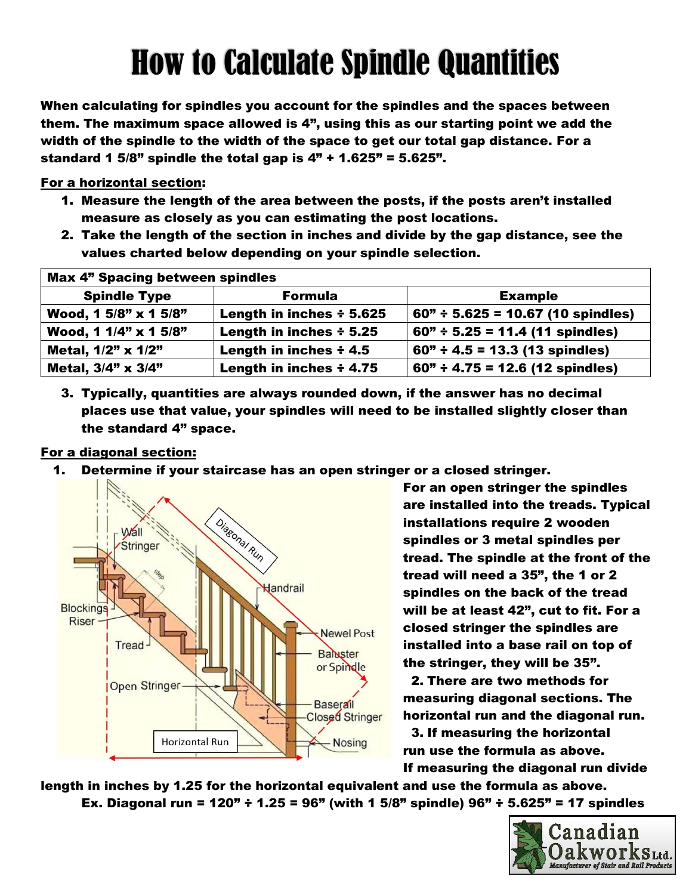# How to Calculate Spindle Quantities

**When calculating for spindles you account for the spindles and the spaces between them. The maximum space allowed is 4", using this as our starting point we add the width of the spindle to the width of the space to get our total gap distance. For a standard 1 5/8" spindle the total gap is 4" + 1.625" = 5.625".**

**For a horizontal section:**

1. **Measure the length of the area between the posts, if the posts aren't installed measure as closely as you can estimating the post locations.**
2. **Take the length of the section in inches and divide by the gap distance, see the values charted below depending on your spindle selection.**

| Max 4" Spacing between spindles | | |
|---|---|---|
| **Spindle Type** | **Formula** | **Example** |
| Wood, 1 5/8" x 1 5/8" | Length in inches ÷ 5.625 | 60" ÷ 5.625 = 10.67 (10 spindles) |
| Wood, 1 1/4" x 1 5/8" | Length in inches ÷ 5.25 | 60" ÷ 5.25 = 11.4 (11 spindles) |
| Metal, 1/2" x 1/2" | Length in inches ÷ 4.5 | 60" ÷ 4.5 = 13.3 (13 spindles) |
| Metal, 3/4" x 3/4" | Length in inches ÷ 4.75 | 60" ÷ 4.75 = 12.6 (12 spindles) |

3. **Typically, quantities are always rounded down, if the answer has no decimal places use that value, your spindles will need to be installed slightly closer than the standard 4" space.**

**For a diagonal section:**

1. **Determine if your staircase has an open stringer or a closed stringer.**

**For an open stringer the spindles are installed into the treads. Typical installations require 2 wooden spindles or 3 metal spindles per tread. The spindle at the front of the tread will need a 35", the 1 or 2 spindles on the back of the tread will be at least 42", cut to fit. For a closed stringer the spindles are installed into a base rail on top of the stringer, they will be 35".**

2. **There are two methods for measuring diagonal sections. The horizontal run and the diagonal run.**
3. **If measuring the horizontal run use the formula as above. If measuring the diagonal run divide length in inches by 1.25 for the horizontal equivalent and use the formula as above.**

**Ex. Diagonal run = 120" ÷ 1.25 = 96" (with 1 5/8" spindle) 96" ÷ 5.625" = 17 spindles**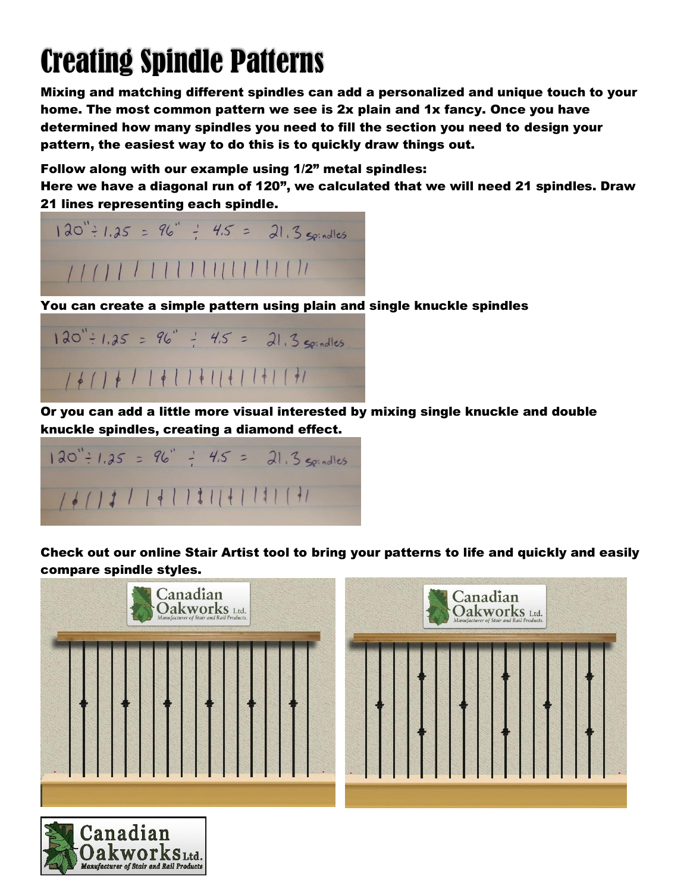# Creating Spindle Patterns

**Mixing and matching different spindles can add a personalized and unique touch to your home. The most common pattern we see is 2x plain and 1x fancy. Once you have determined how many spindles you need to fill the section you need to design your pattern, the easiest way to do this is to quickly draw things out.**

**Follow along with our example using 1/2" metal spindles:**
**Here we have a diagonal run of 120", we calculated that we will need 21 spindles. Draw 21 lines representing each spindle.**

**You can create a simple pattern using plain and single knuckle spindles**

**Or you can add a little more visual interested by mixing single knuckle and double knuckle spindles, creating a diamond effect.**

**Check out our online Stair Artist tool to bring your patterns to life and quickly and easily compare spindle styles.**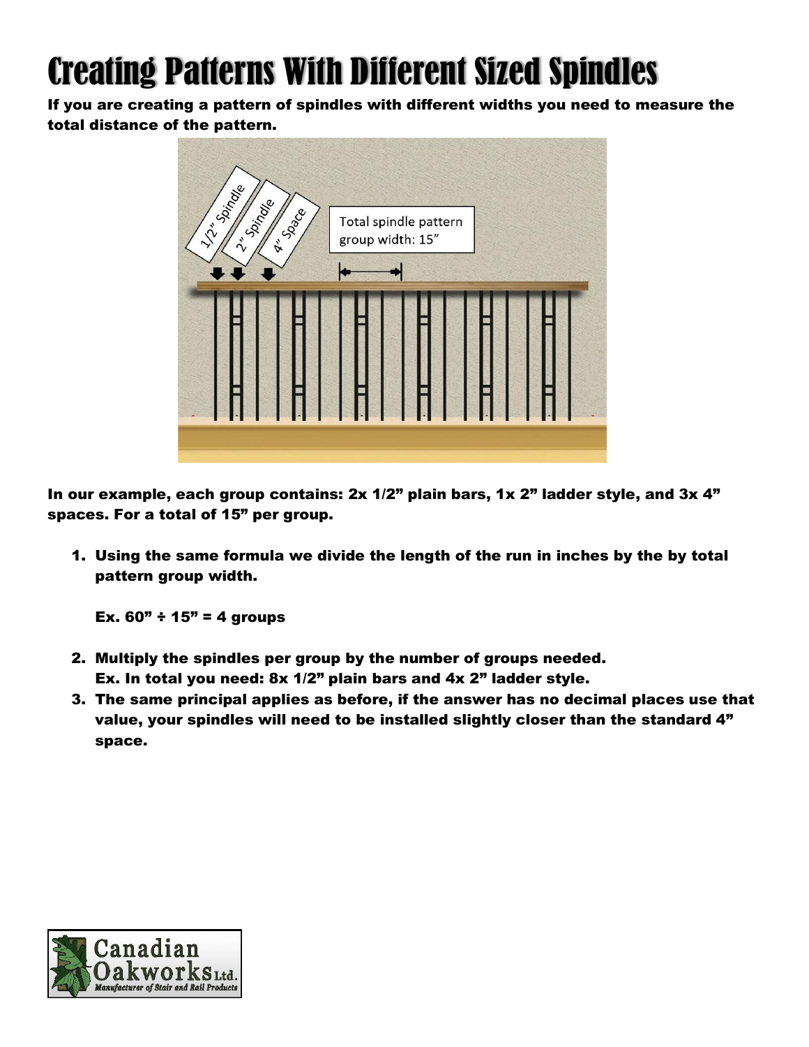# Creating Patterns With Different Sized Spindles

**If you are creating a pattern of spindles with different widths you need to measure the total distance of the pattern.**

**In our example, each group contains: 2x 1/2" plain bars, 1x 2" ladder style, and 3x 4" spaces. For a total of 15" per group.**

1. **Using the same formula we divide the length of the run in inches by the by total pattern group width.**

   **Ex. 60" ÷ 15" = 4 groups**

2. **Multiply the spindles per group by the number of groups needed.**
   **Ex. In total you need: 8x 1/2" plain bars and 4x 2" ladder style.**
3. **The same principal applies as before, if the answer has no decimal places use that value, your spindles will need to be installed slightly closer than the standard 4" space.**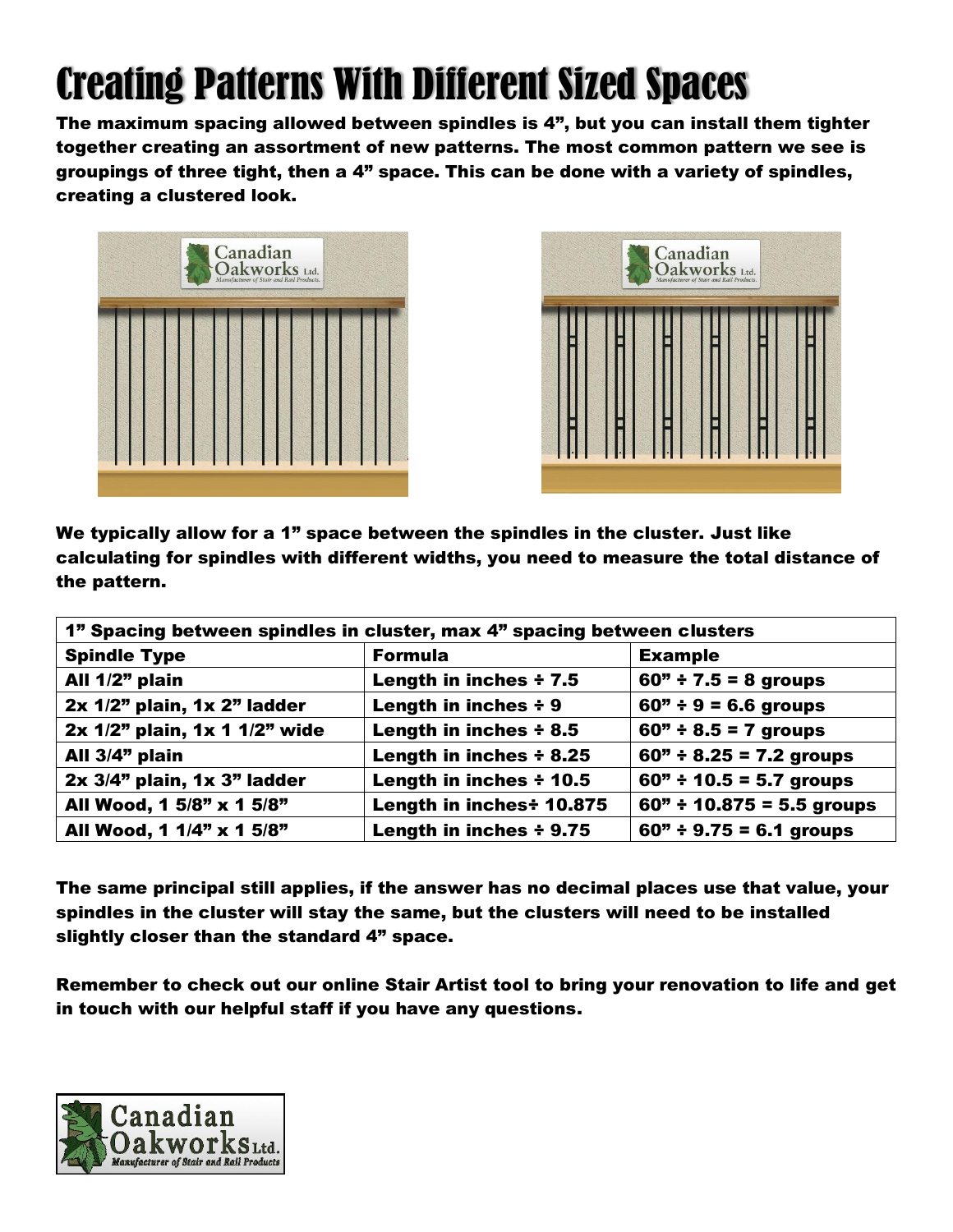# Creating Patterns With Different Sized Spaces

**The maximum spacing allowed between spindles is 4", but you can install them tighter together creating an assortment of new patterns. The most common pattern we see is groupings of three tight, then a 4" space. This can be done with a variety of spindles, creating a clustered look.**

**We typically allow for a 1" space between the spindles in the cluster. Just like calculating for spindles with different widths, you need to measure the total distance of the pattern.**

| 1" Spacing between spindles in cluster, max 4" spacing between clusters | | |
|---|---|---|
| **Spindle Type** | **Formula** | **Example** |
| **All 1/2" plain** | **Length in inches ÷ 7.5** | **60" ÷ 7.5 = 8 groups** |
| **2x 1/2" plain, 1x 2" ladder** | **Length in inches ÷ 9** | **60" ÷ 9 = 6.6 groups** |
| **2x 1/2" plain, 1x 1 1/2" wide** | **Length in inches ÷ 8.5** | **60" ÷ 8.5 = 7 groups** |
| **All 3/4" plain** | **Length in inches ÷ 8.25** | **60" ÷ 8.25 = 7.2 groups** |
| **2x 3/4" plain, 1x 3" ladder** | **Length in inches ÷ 10.5** | **60" ÷ 10.5 = 5.7 groups** |
| **All Wood, 1 5/8" x 1 5/8"** | **Length in inches÷ 10.875** | **60" ÷ 10.875 = 5.5 groups** |
| **All Wood, 1 1/4" x 1 5/8"** | **Length in inches ÷ 9.75** | **60" ÷ 9.75 = 6.1 groups** |

**The same principal still applies, if the answer has no decimal places use that value, your spindles in the cluster will stay the same, but the clusters will need to be installed slightly closer than the standard 4" space.**

**Remember to check out our online Stair Artist tool to bring your renovation to life and get in touch with our helpful staff if you have any questions.**

Canadian Oakworks Ltd.
*Manufacturer of Stair and Rail Products*